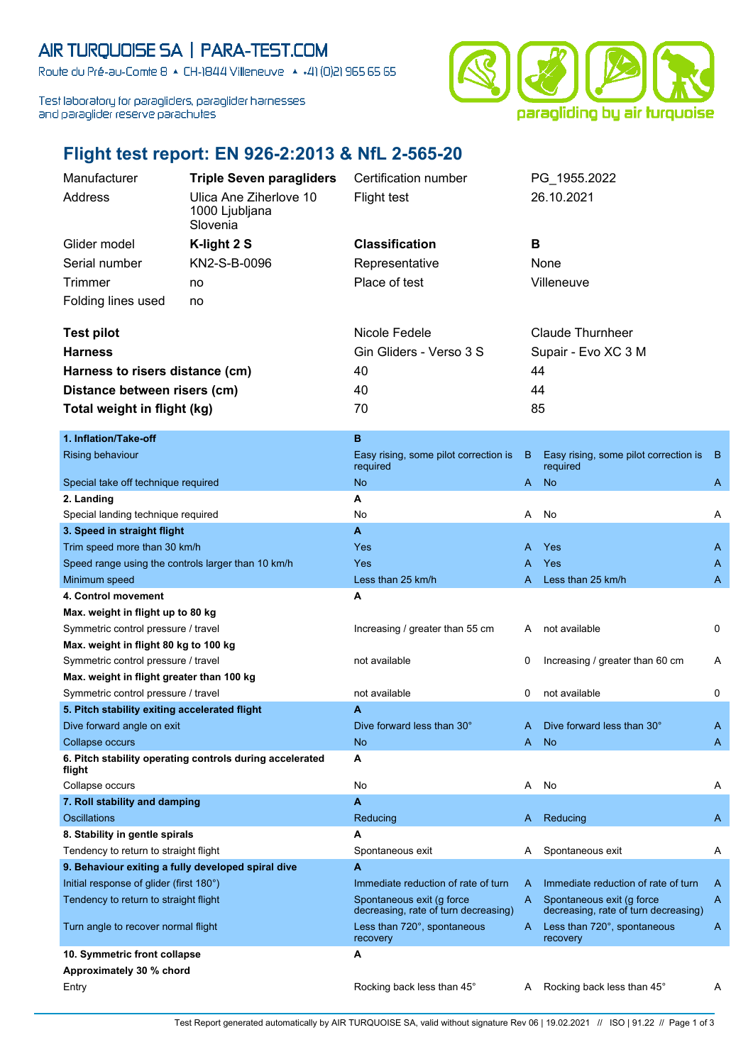# AIR TURQUOISE SA | PARA-TEST.COM

Route du Pré-au-Comte 8 ▲ CH-1844 Villeneuve ▲ +41 (0)21 965 65 65

Test laboratory for paragliders, paraglider harnesses and paraglider reserve parachutes

paragliding by air turquoise

## Flight test report: EN 926-2:2013 & NfL 2-565-20

| | | | |
|---|---|---|---|
| Manufacturer | **Triple Seven paragliders** | Certification number | PG_1955.2022 |
| Address | Ulica Ane Ziherlove 10<br>1000 Ljubljana<br>Slovenia | Flight test | 26.10.2021 |
| Glider model | **K-light 2 S** | **Classification** | **B** |
| Serial number | KN2-S-B-0096 | Representative | None |
| Trimmer | no | Place of test | Villeneuve |
| Folding lines used | no | | |

| | | |
|---|---|---|
| **Test pilot** | Nicole Fedele | Claude Thurnheer |
| **Harness** | Gin Gliders - Verso 3 S | Supair - Evo XC 3 M |
| **Harness to risers distance (cm)** | 40 | 44 |
| **Distance between risers (cm)** | 40 | 44 |
| **Total weight in flight (kg)** | 70 | 85 |

| | | | | |
|---|---|---|---|---|
| **1. Inflation/Take-off** | **B** | | | |
| Rising behaviour | Easy rising, some pilot correction is required | B | Easy rising, some pilot correction is required | B |
| Special take off technique required | No | A | No | A |
| **2. Landing** | **A** | | | |
| Special landing technique required | No | A | No | A |
| **3. Speed in straight flight** | **A** | | | |
| Trim speed more than 30 km/h | Yes | A | Yes | A |
| Speed range using the controls larger than 10 km/h | Yes | A | Yes | A |
| Minimum speed | Less than 25 km/h | A | Less than 25 km/h | A |
| **4. Control movement** | **A** | | | |
| **Max. weight in flight up to 80 kg** | | | | |
| Symmetric control pressure / travel | Increasing / greater than 55 cm | A | not available | 0 |
| **Max. weight in flight 80 kg to 100 kg** | | | | |
| Symmetric control pressure / travel | not available | 0 | Increasing / greater than 60 cm | A |
| **Max. weight in flight greater than 100 kg** | | | | |
| Symmetric control pressure / travel | not available | 0 | not available | 0 |
| **5. Pitch stability exiting accelerated flight** | **A** | | | |
| Dive forward angle on exit | Dive forward less than 30° | A | Dive forward less than 30° | A |
| Collapse occurs | No | A | No | A |
| **6. Pitch stability operating controls during accelerated flight** | **A** | | | |
| Collapse occurs | No | A | No | A |
| **7. Roll stability and damping** | **A** | | | |
| Oscillations | Reducing | A | Reducing | A |
| **8. Stability in gentle spirals** | **A** | | | |
| Tendency to return to straight flight | Spontaneous exit | A | Spontaneous exit | A |
| **9. Behaviour exiting a fully developed spiral dive** | **A** | | | |
| Initial response of glider (first 180°) | Immediate reduction of rate of turn | A | Immediate reduction of rate of turn | A |
| Tendency to return to straight flight | Spontaneous exit (g force decreasing, rate of turn decreasing) | A | Spontaneous exit (g force decreasing, rate of turn decreasing) | A |
| Turn angle to recover normal flight | Less than 720°, spontaneous recovery | A | Less than 720°, spontaneous recovery | A |
| **10. Symmetric front collapse** | **A** | | | |
| **Approximately 30 % chord** | | | | |
| Entry | Rocking back less than 45° | A | Rocking back less than 45° | A |

Test Report generated automatically by AIR TURQUOISE SA, valid without signature Rev 06 | 19.02.2021 // ISO | 91.22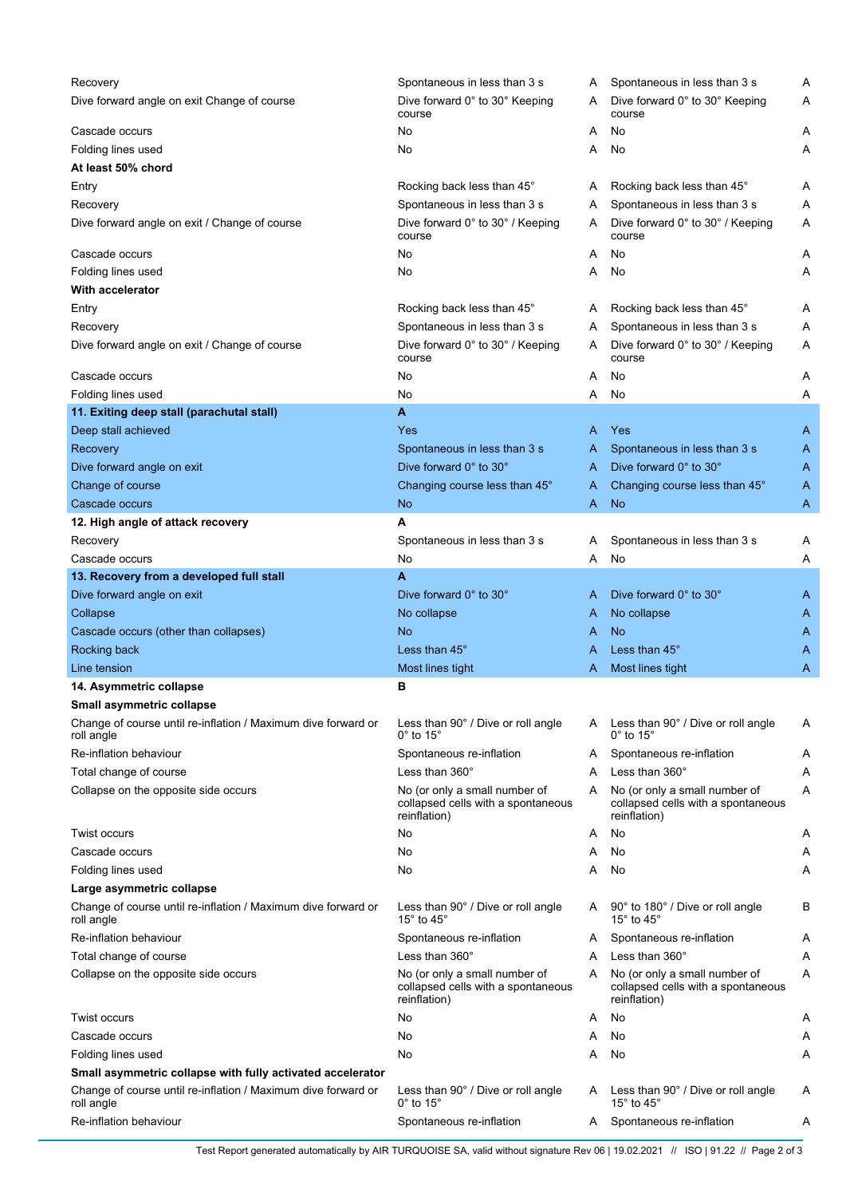| | | | | |
|---|---|---|---|---|
| Recovery | Spontaneous in less than 3 s | A | Spontaneous in less than 3 s | A |
| Dive forward angle on exit Change of course | Dive forward 0° to 30° Keeping course | A | Dive forward 0° to 30° Keeping course | A |
| Cascade occurs | No | A | No | A |
| Folding lines used | No | A | No | A |
| **At least 50% chord** | | | | |
| Entry | Rocking back less than 45° | A | Rocking back less than 45° | A |
| Recovery | Spontaneous in less than 3 s | A | Spontaneous in less than 3 s | A |
| Dive forward angle on exit / Change of course | Dive forward 0° to 30° / Keeping course | A | Dive forward 0° to 30° / Keeping course | A |
| Cascade occurs | No | A | No | A |
| Folding lines used | No | A | No | A |
| **With accelerator** | | | | |
| Entry | Rocking back less than 45° | A | Rocking back less than 45° | A |
| Recovery | Spontaneous in less than 3 s | A | Spontaneous in less than 3 s | A |
| Dive forward angle on exit / Change of course | Dive forward 0° to 30° / Keeping course | A | Dive forward 0° to 30° / Keeping course | A |
| Cascade occurs | No | A | No | A |
| Folding lines used | No | A | No | A |
| **11. Exiting deep stall (parachutal stall)** | **A** | | | |
| Deep stall achieved | Yes | A | Yes | A |
| Recovery | Spontaneous in less than 3 s | A | Spontaneous in less than 3 s | A |
| Dive forward angle on exit | Dive forward 0° to 30° | A | Dive forward 0° to 30° | A |
| Change of course | Changing course less than 45° | A | Changing course less than 45° | A |
| Cascade occurs | No | A | No | A |
| **12. High angle of attack recovery** | **A** | | | |
| Recovery | Spontaneous in less than 3 s | A | Spontaneous in less than 3 s | A |
| Cascade occurs | No | A | No | A |
| **13. Recovery from a developed full stall** | **A** | | | |
| Dive forward angle on exit | Dive forward 0° to 30° | A | Dive forward 0° to 30° | A |
| Collapse | No collapse | A | No collapse | A |
| Cascade occurs (other than collapses) | No | A | No | A |
| Rocking back | Less than 45° | A | Less than 45° | A |
| Line tension | Most lines tight | A | Most lines tight | A |
| **14. Asymmetric collapse** | **B** | | | |
| **Small asymmetric collapse** | | | | |
| Change of course until re-inflation / Maximum dive forward or roll angle | Less than 90° / Dive or roll angle 0° to 15° | A | Less than 90° / Dive or roll angle 0° to 15° | A |
| Re-inflation behaviour | Spontaneous re-inflation | A | Spontaneous re-inflation | A |
| Total change of course | Less than 360° | A | Less than 360° | A |
| Collapse on the opposite side occurs | No (or only a small number of collapsed cells with a spontaneous reinflation) | A | No (or only a small number of collapsed cells with a spontaneous reinflation) | A |
| Twist occurs | No | A | No | A |
| Cascade occurs | No | A | No | A |
| Folding lines used | No | A | No | A |
| **Large asymmetric collapse** | | | | |
| Change of course until re-inflation / Maximum dive forward or roll angle | Less than 90° / Dive or roll angle 15° to 45° | A | 90° to 180° / Dive or roll angle 15° to 45° | B |
| Re-inflation behaviour | Spontaneous re-inflation | A | Spontaneous re-inflation | A |
| Total change of course | Less than 360° | A | Less than 360° | A |
| Collapse on the opposite side occurs | No (or only a small number of collapsed cells with a spontaneous reinflation) | A | No (or only a small number of collapsed cells with a spontaneous reinflation) | A |
| Twist occurs | No | A | No | A |
| Cascade occurs | No | A | No | A |
| Folding lines used | No | A | No | A |
| **Small asymmetric collapse with fully activated accelerator** | | | | |
| Change of course until re-inflation / Maximum dive forward or roll angle | Less than 90° / Dive or roll angle 0° to 15° | A | Less than 90° / Dive or roll angle 15° to 45° | A |
| Re-inflation behaviour | Spontaneous re-inflation | A | Spontaneous re-inflation | A |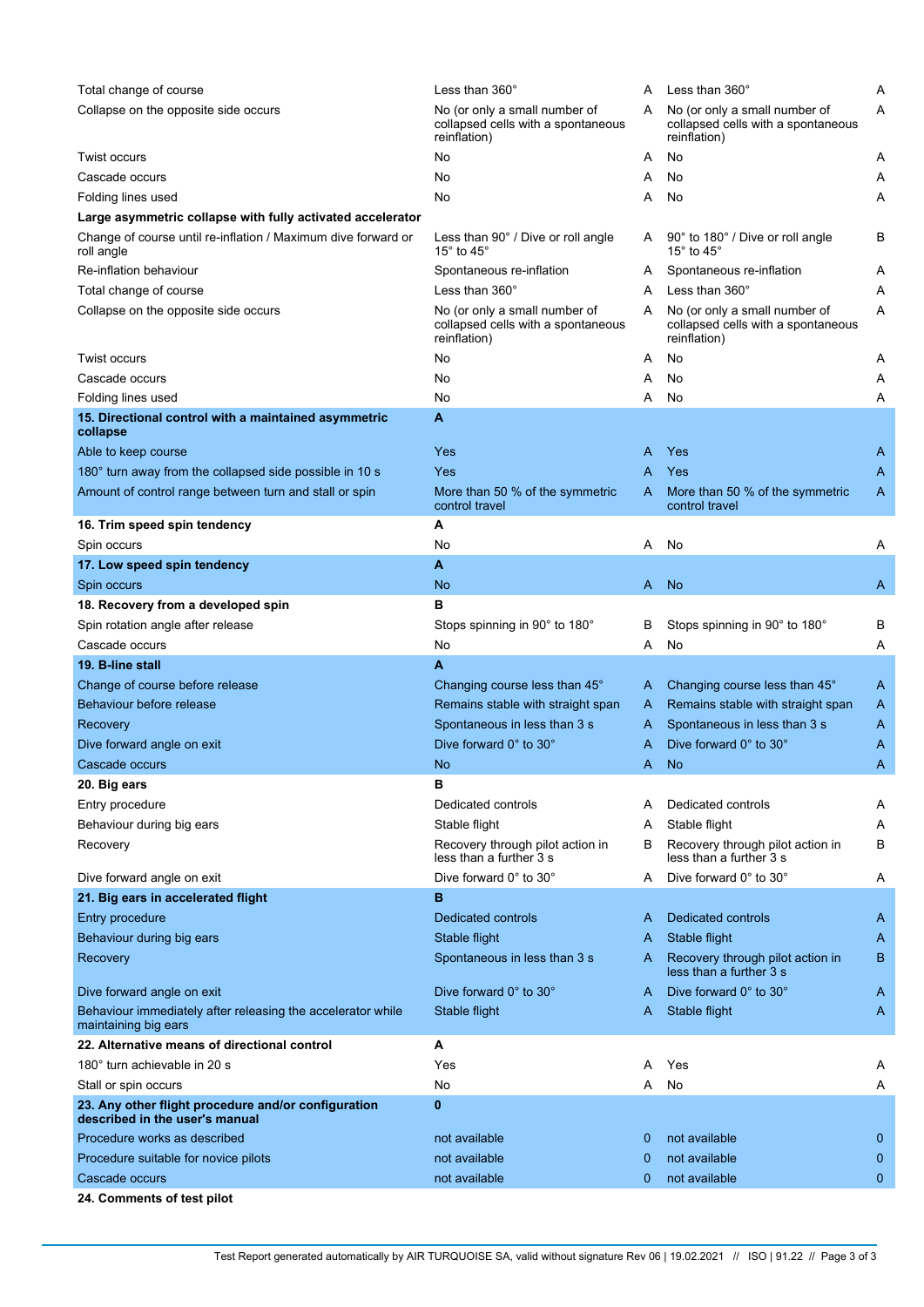| | | | | |
|---|---|---|---|---|
| Total change of course | Less than 360° | A | Less than 360° | A |
| Collapse on the opposite side occurs | No (or only a small number of collapsed cells with a spontaneous reinflation) | A | No (or only a small number of collapsed cells with a spontaneous reinflation) | A |
| Twist occurs | No | A | No | A |
| Cascade occurs | No | A | No | A |
| Folding lines used | No | A | No | A |
| **Large asymmetric collapse with fully activated accelerator** | | | | |
| Change of course until re-inflation / Maximum dive forward or roll angle | Less than 90° / Dive or roll angle 15° to 45° | A | 90° to 180° / Dive or roll angle 15° to 45° | B |
| Re-inflation behaviour | Spontaneous re-inflation | A | Spontaneous re-inflation | A |
| Total change of course | Less than 360° | A | Less than 360° | A |
| Collapse on the opposite side occurs | No (or only a small number of collapsed cells with a spontaneous reinflation) | A | No (or only a small number of collapsed cells with a spontaneous reinflation) | A |
| Twist occurs | No | A | No | A |
| Cascade occurs | No | A | No | A |
| Folding lines used | No | A | No | A |
| **15. Directional control with a maintained asymmetric collapse** | **A** | | | |
| Able to keep course | Yes | A | Yes | A |
| 180° turn away from the collapsed side possible in 10 s | Yes | A | Yes | A |
| Amount of control range between turn and stall or spin | More than 50 % of the symmetric control travel | A | More than 50 % of the symmetric control travel | A |
| **16. Trim speed spin tendency** | **A** | | | |
| Spin occurs | No | A | No | A |
| **17. Low speed spin tendency** | **A** | | | |
| Spin occurs | No | A | No | A |
| **18. Recovery from a developed spin** | **B** | | | |
| Spin rotation angle after release | Stops spinning in 90° to 180° | B | Stops spinning in 90° to 180° | B |
| Cascade occurs | No | A | No | A |
| **19. B-line stall** | **A** | | | |
| Change of course before release | Changing course less than 45° | A | Changing course less than 45° | A |
| Behaviour before release | Remains stable with straight span | A | Remains stable with straight span | A |
| Recovery | Spontaneous in less than 3 s | A | Spontaneous in less than 3 s | A |
| Dive forward angle on exit | Dive forward 0° to 30° | A | Dive forward 0° to 30° | A |
| Cascade occurs | No | A | No | A |
| **20. Big ears** | **B** | | | |
| Entry procedure | Dedicated controls | A | Dedicated controls | A |
| Behaviour during big ears | Stable flight | A | Stable flight | A |
| Recovery | Recovery through pilot action in less than a further 3 s | B | Recovery through pilot action in less than a further 3 s | B |
| Dive forward angle on exit | Dive forward 0° to 30° | A | Dive forward 0° to 30° | A |
| **21. Big ears in accelerated flight** | **B** | | | |
| Entry procedure | Dedicated controls | A | Dedicated controls | A |
| Behaviour during big ears | Stable flight | A | Stable flight | A |
| Recovery | Spontaneous in less than 3 s | A | Recovery through pilot action in less than a further 3 s | B |
| Dive forward angle on exit | Dive forward 0° to 30° | A | Dive forward 0° to 30° | A |
| Behaviour immediately after releasing the accelerator while maintaining big ears | Stable flight | A | Stable flight | A |
| **22. Alternative means of directional control** | **A** | | | |
| 180° turn achievable in 20 s | Yes | A | Yes | A |
| Stall or spin occurs | No | A | No | A |
| **23. Any other flight procedure and/or configuration described in the user's manual** | **0** | | | |
| Procedure works as described | not available | 0 | not available | 0 |
| Procedure suitable for novice pilots | not available | 0 | not available | 0 |
| Cascade occurs | not available | 0 | not available | 0 |

**24. Comments of test pilot**

Test Report generated automatically by AIR TURQUOISE SA, valid without signature Rev 06 | 19.02.2021 // ISO | 91.22